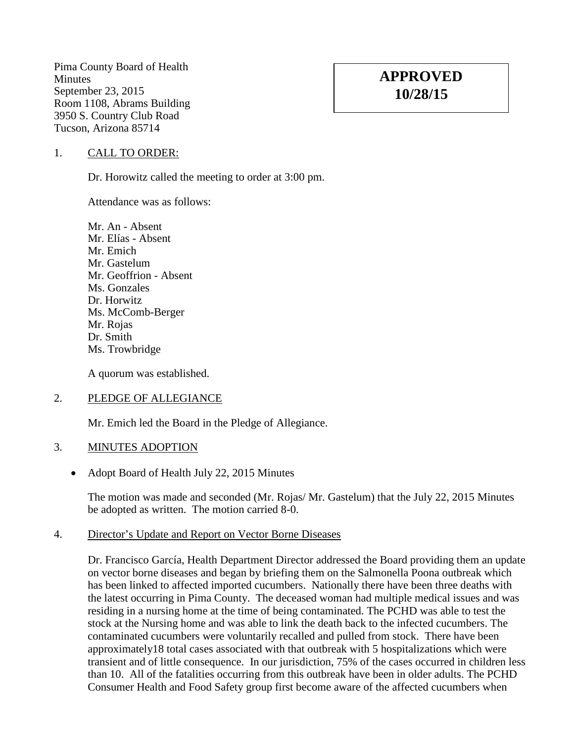Pima County Board of Health
Minutes
September 23, 2015
Room 1108, Abrams Building
3950 S. Country Club Road
Tucson, Arizona 85714

**APPROVED**
**10/28/15**

1. CALL TO ORDER:

Dr. Horowitz called the meeting to order at 3:00 pm.

Attendance was as follows:

Mr. An - Absent
Mr. Elías - Absent
Mr. Emich
Mr. Gastelum
Mr. Geoffrion - Absent
Ms. Gonzales
Dr. Horwitz
Ms. McComb-Berger
Mr. Rojas
Dr. Smith
Ms. Trowbridge

A quorum was established.

2. PLEDGE OF ALLEGIANCE

Mr. Emich led the Board in the Pledge of Allegiance.

3. MINUTES ADOPTION

- Adopt Board of Health July 22, 2015 Minutes

The motion was made and seconded (Mr. Rojas/ Mr. Gastelum) that the July 22, 2015 Minutes be adopted as written. The motion carried 8-0.

4. Director's Update and Report on Vector Borne Diseases

Dr. Francisco García, Health Department Director addressed the Board providing them an update on vector borne diseases and began by briefing them on the Salmonella Poona outbreak which has been linked to affected imported cucumbers. Nationally there have been three deaths with the latest occurring in Pima County. The deceased woman had multiple medical issues and was residing in a nursing home at the time of being contaminated. The PCHD was able to test the stock at the Nursing home and was able to link the death back to the infected cucumbers. The contaminated cucumbers were voluntarily recalled and pulled from stock. There have been approximately18 total cases associated with that outbreak with 5 hospitalizations which were transient and of little consequence. In our jurisdiction, 75% of the cases occurred in children less than 10. All of the fatalities occurring from this outbreak have been in older adults. The PCHD Consumer Health and Food Safety group first become aware of the affected cucumbers when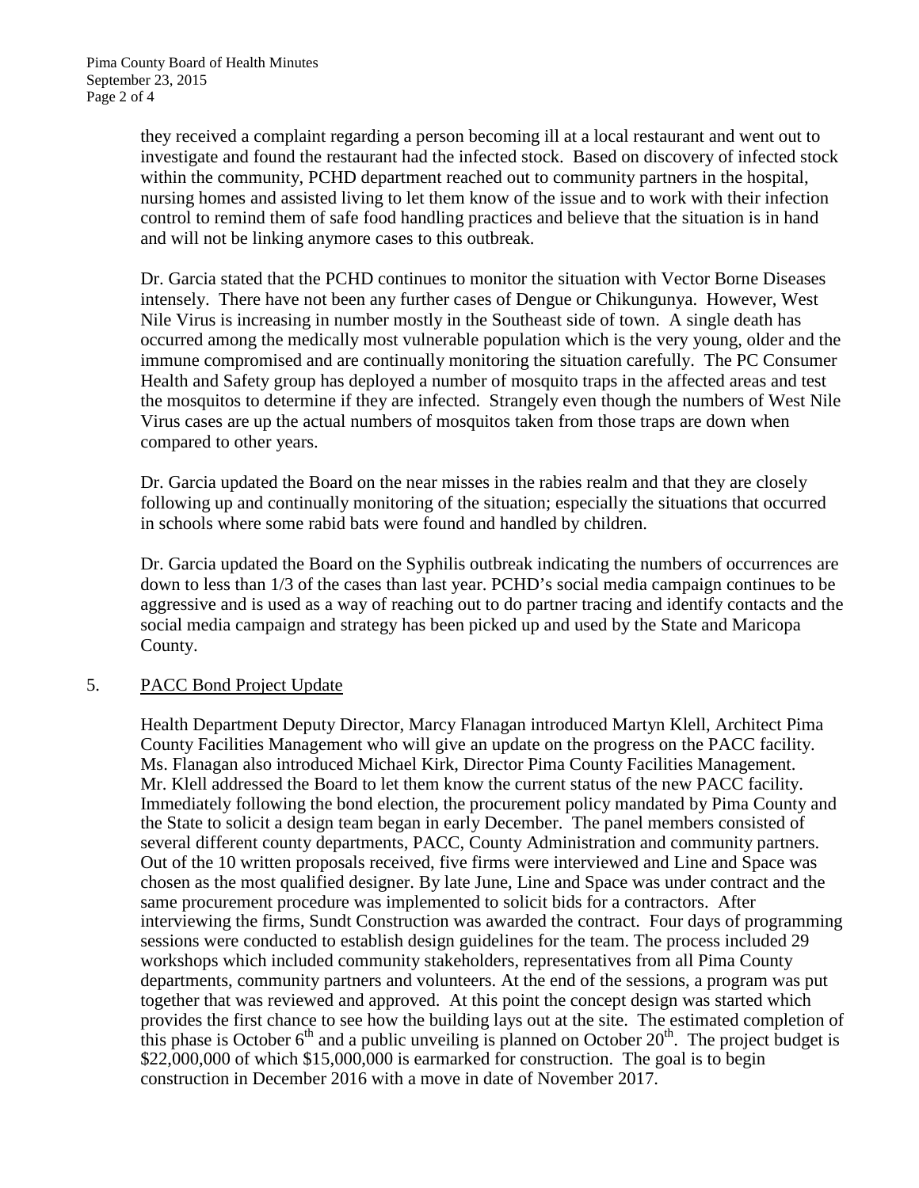they received a complaint regarding a person becoming ill at a local restaurant and went out to investigate and found the restaurant had the infected stock. Based on discovery of infected stock within the community, PCHD department reached out to community partners in the hospital, nursing homes and assisted living to let them know of the issue and to work with their infection control to remind them of safe food handling practices and believe that the situation is in hand and will not be linking anymore cases to this outbreak.

Dr. Garcia stated that the PCHD continues to monitor the situation with Vector Borne Diseases intensely. There have not been any further cases of Dengue or Chikungunya. However, West Nile Virus is increasing in number mostly in the Southeast side of town. A single death has occurred among the medically most vulnerable population which is the very young, older and the immune compromised and are continually monitoring the situation carefully. The PC Consumer Health and Safety group has deployed a number of mosquito traps in the affected areas and test the mosquitos to determine if they are infected. Strangely even though the numbers of West Nile Virus cases are up the actual numbers of mosquitos taken from those traps are down when compared to other years.

Dr. Garcia updated the Board on the near misses in the rabies realm and that they are closely following up and continually monitoring of the situation; especially the situations that occurred in schools where some rabid bats were found and handled by children.

Dr. Garcia updated the Board on the Syphilis outbreak indicating the numbers of occurrences are down to less than 1/3 of the cases than last year. PCHD's social media campaign continues to be aggressive and is used as a way of reaching out to do partner tracing and identify contacts and the social media campaign and strategy has been picked up and used by the State and Maricopa County.

5. PACC Bond Project Update

Health Department Deputy Director, Marcy Flanagan introduced Martyn Klell, Architect Pima County Facilities Management who will give an update on the progress on the PACC facility. Ms. Flanagan also introduced Michael Kirk, Director Pima County Facilities Management. Mr. Klell addressed the Board to let them know the current status of the new PACC facility. Immediately following the bond election, the procurement policy mandated by Pima County and the State to solicit a design team began in early December. The panel members consisted of several different county departments, PACC, County Administration and community partners. Out of the 10 written proposals received, five firms were interviewed and Line and Space was chosen as the most qualified designer. By late June, Line and Space was under contract and the same procurement procedure was implemented to solicit bids for a contractors. After interviewing the firms, Sundt Construction was awarded the contract. Four days of programming sessions were conducted to establish design guidelines for the team. The process included 29 workshops which included community stakeholders, representatives from all Pima County departments, community partners and volunteers. At the end of the sessions, a program was put together that was reviewed and approved. At this point the concept design was started which provides the first chance to see how the building lays out at the site. The estimated completion of this phase is October 6th and a public unveiling is planned on October 20th. The project budget is $22,000,000 of which $15,000,000 is earmarked for construction. The goal is to begin construction in December 2016 with a move in date of November 2017.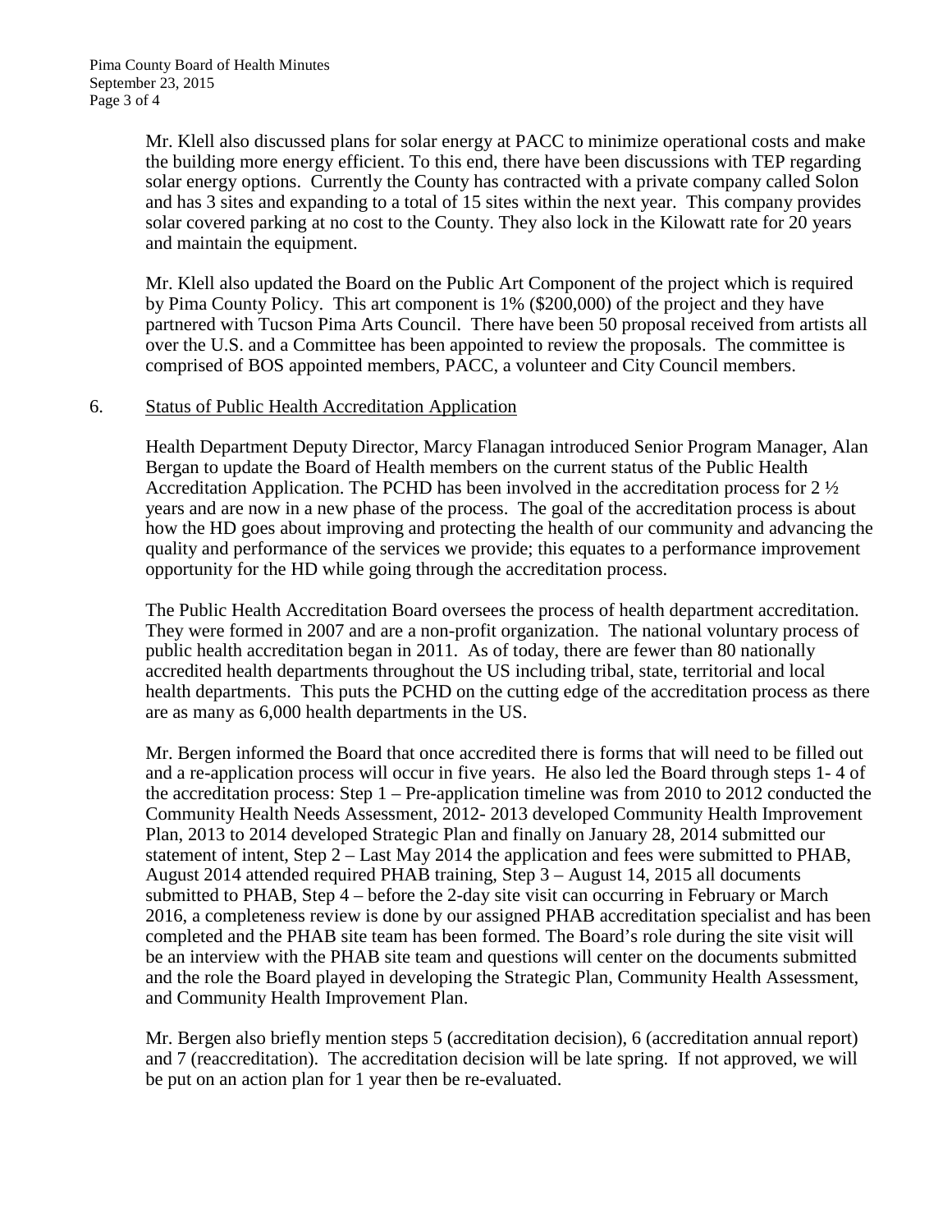Mr. Klell also discussed plans for solar energy at PACC to minimize operational costs and make the building more energy efficient. To this end, there have been discussions with TEP regarding solar energy options. Currently the County has contracted with a private company called Solon and has 3 sites and expanding to a total of 15 sites within the next year. This company provides solar covered parking at no cost to the County. They also lock in the Kilowatt rate for 20 years and maintain the equipment.

Mr. Klell also updated the Board on the Public Art Component of the project which is required by Pima County Policy. This art component is 1% ($200,000) of the project and they have partnered with Tucson Pima Arts Council. There have been 50 proposal received from artists all over the U.S. and a Committee has been appointed to review the proposals. The committee is comprised of BOS appointed members, PACC, a volunteer and City Council members.

6. Status of Public Health Accreditation Application

Health Department Deputy Director, Marcy Flanagan introduced Senior Program Manager, Alan Bergan to update the Board of Health members on the current status of the Public Health Accreditation Application. The PCHD has been involved in the accreditation process for 2 ½ years and are now in a new phase of the process. The goal of the accreditation process is about how the HD goes about improving and protecting the health of our community and advancing the quality and performance of the services we provide; this equates to a performance improvement opportunity for the HD while going through the accreditation process.

The Public Health Accreditation Board oversees the process of health department accreditation. They were formed in 2007 and are a non-profit organization. The national voluntary process of public health accreditation began in 2011. As of today, there are fewer than 80 nationally accredited health departments throughout the US including tribal, state, territorial and local health departments. This puts the PCHD on the cutting edge of the accreditation process as there are as many as 6,000 health departments in the US.

Mr. Bergen informed the Board that once accredited there is forms that will need to be filled out and a re-application process will occur in five years. He also led the Board through steps 1- 4 of the accreditation process: Step 1 – Pre-application timeline was from 2010 to 2012 conducted the Community Health Needs Assessment, 2012- 2013 developed Community Health Improvement Plan, 2013 to 2014 developed Strategic Plan and finally on January 28, 2014 submitted our statement of intent, Step 2 – Last May 2014 the application and fees were submitted to PHAB, August 2014 attended required PHAB training, Step 3 – August 14, 2015 all documents submitted to PHAB, Step 4 – before the 2-day site visit can occurring in February or March 2016, a completeness review is done by our assigned PHAB accreditation specialist and has been completed and the PHAB site team has been formed. The Board's role during the site visit will be an interview with the PHAB site team and questions will center on the documents submitted and the role the Board played in developing the Strategic Plan, Community Health Assessment, and Community Health Improvement Plan.

Mr. Bergen also briefly mention steps 5 (accreditation decision), 6 (accreditation annual report) and 7 (reaccreditation). The accreditation decision will be late spring. If not approved, we will be put on an action plan for 1 year then be re-evaluated.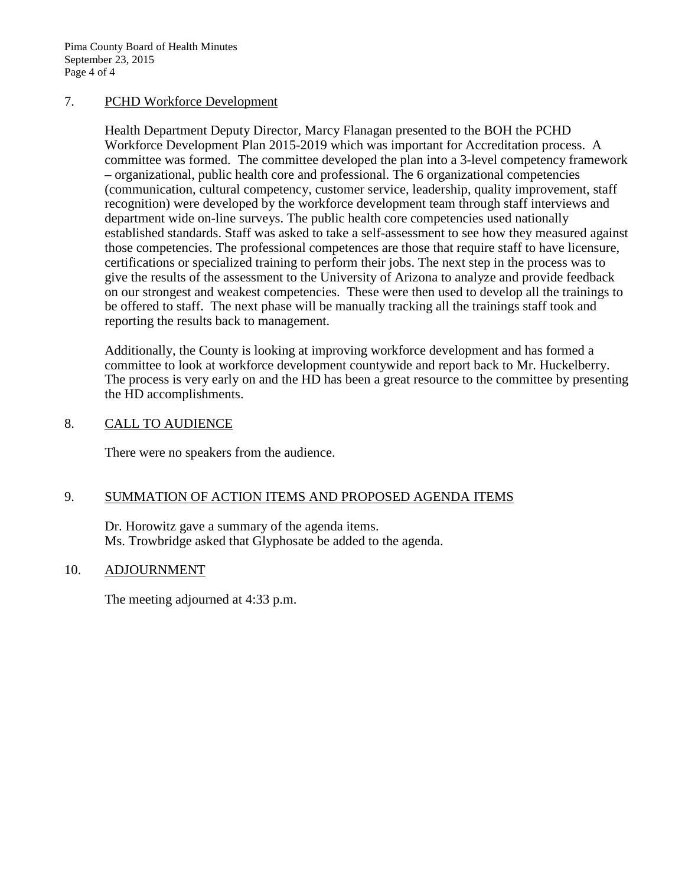7. PCHD Workforce Development

Health Department Deputy Director, Marcy Flanagan presented to the BOH the PCHD Workforce Development Plan 2015-2019 which was important for Accreditation process. A committee was formed. The committee developed the plan into a 3-level competency framework – organizational, public health core and professional. The 6 organizational competencies (communication, cultural competency, customer service, leadership, quality improvement, staff recognition) were developed by the workforce development team through staff interviews and department wide on-line surveys. The public health core competencies used nationally established standards. Staff was asked to take a self-assessment to see how they measured against those competencies. The professional competences are those that require staff to have licensure, certifications or specialized training to perform their jobs. The next step in the process was to give the results of the assessment to the University of Arizona to analyze and provide feedback on our strongest and weakest competencies. These were then used to develop all the trainings to be offered to staff. The next phase will be manually tracking all the trainings staff took and reporting the results back to management.

Additionally, the County is looking at improving workforce development and has formed a committee to look at workforce development countywide and report back to Mr. Huckelberry. The process is very early on and the HD has been a great resource to the committee by presenting the HD accomplishments.

8. CALL TO AUDIENCE

There were no speakers from the audience.

9. SUMMATION OF ACTION ITEMS AND PROPOSED AGENDA ITEMS

Dr. Horowitz gave a summary of the agenda items.
Ms. Trowbridge asked that Glyphosate be added to the agenda.

10. ADJOURNMENT

The meeting adjourned at 4:33 p.m.